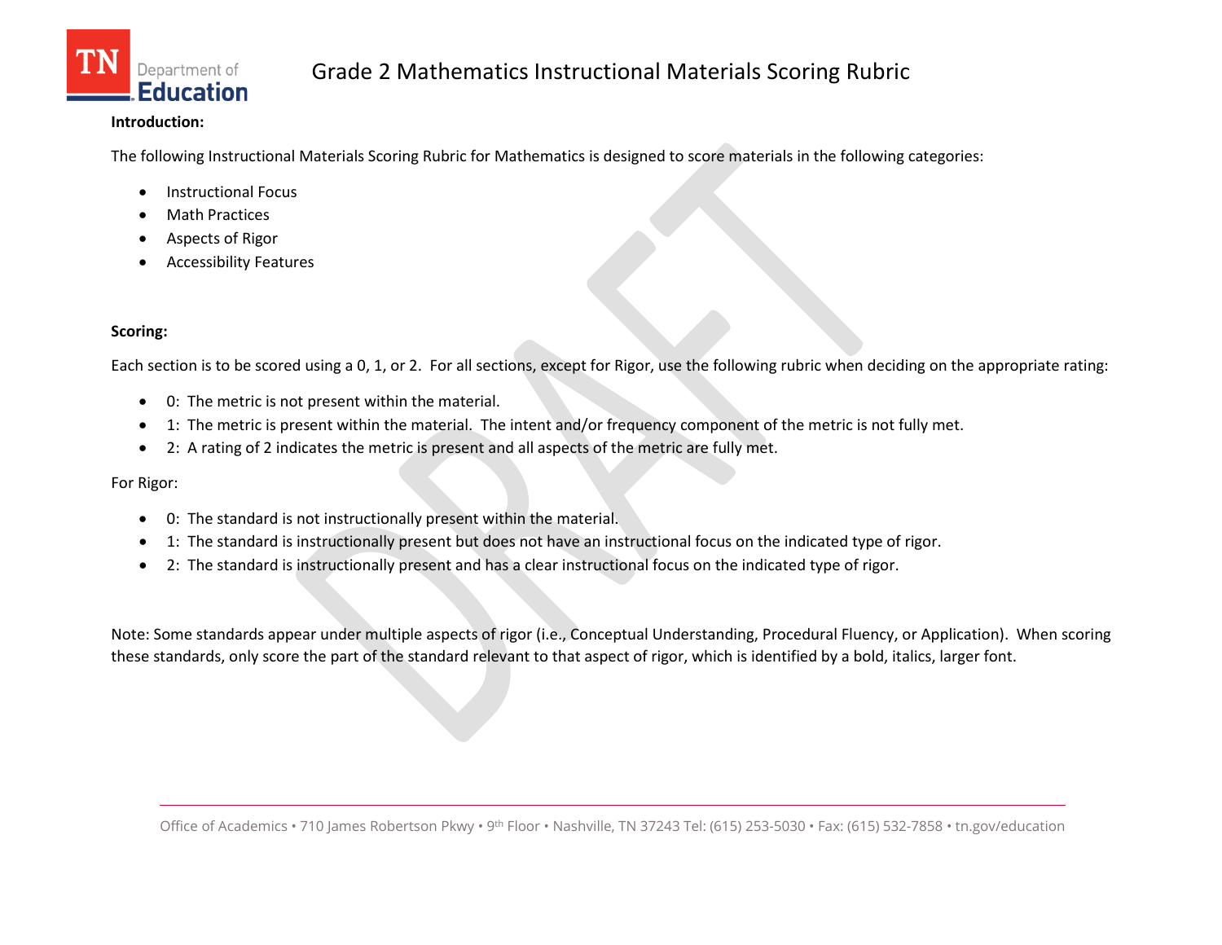# Grade 2 Mathematics Instructional Materials Scoring Rubric

**Introduction:**

The following Instructional Materials Scoring Rubric for Mathematics is designed to score materials in the following categories:

- Instructional Focus
- Math Practices
- Aspects of Rigor
- Accessibility Features

**Scoring:**

Each section is to be scored using a 0, 1, or 2. For all sections, except for Rigor, use the following rubric when deciding on the appropriate rating:

- 0: The metric is not present within the material.
- 1: The metric is present within the material. The intent and/or frequency component of the metric is not fully met.
- 2: A rating of 2 indicates the metric is present and all aspects of the metric are fully met.

For Rigor:

- 0: The standard is not instructionally present within the material.
- 1: The standard is instructionally present but does not have an instructional focus on the indicated type of rigor.
- 2: The standard is instructionally present and has a clear instructional focus on the indicated type of rigor.

Note: Some standards appear under multiple aspects of rigor (i.e., Conceptual Understanding, Procedural Fluency, or Application). When scoring these standards, only score the part of the standard relevant to that aspect of rigor, which is identified by a bold, italics, larger font.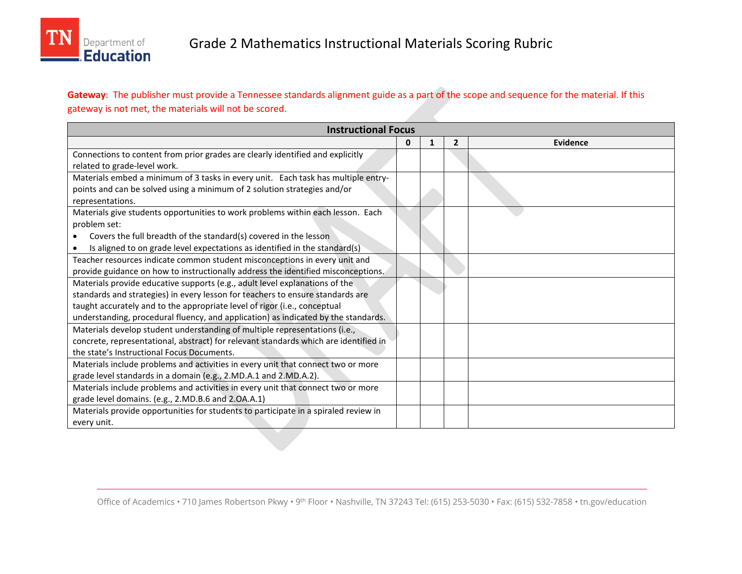# Grade 2 Mathematics Instructional Materials Scoring Rubric

**Gateway**: The publisher must provide a Tennessee standards alignment guide as a part of the scope and sequence for the material. If this gateway is not met, the materials will not be scored.

| Instructional Focus | | | | |
|---|---|---|---|---|
| | 0 | 1 | 2 | Evidence |
| Connections to content from prior grades are clearly identified and explicitly related to grade-level work. | | | | |
| Materials embed a minimum of 3 tasks in every unit. Each task has multiple entry-points and can be solved using a minimum of 2 solution strategies and/or representations. | | | | |
| Materials give students opportunities to work problems within each lesson. Each problem set: <br>• Covers the full breadth of the standard(s) covered in the lesson <br>• Is aligned to on grade level expectations as identified in the standard(s) | | | | |
| Teacher resources indicate common student misconceptions in every unit and provide guidance on how to instructionally address the identified misconceptions. | | | | |
| Materials provide educative supports (e.g., adult level explanations of the standards and strategies) in every lesson for teachers to ensure standards are taught accurately and to the appropriate level of rigor (i.e., conceptual understanding, procedural fluency, and application) as indicated by the standards. | | | | |
| Materials develop student understanding of multiple representations (i.e., concrete, representational, abstract) for relevant standards which are identified in the state's Instructional Focus Documents. | | | | |
| Materials include problems and activities in every unit that connect two or more grade level standards in a domain (e.g., 2.MD.A.1 and 2.MD.A.2). | | | | |
| Materials include problems and activities in every unit that connect two or more grade level domains. (e.g., 2.MD.B.6 and 2.OA.A.1) | | | | |
| Materials provide opportunities for students to participate in a spiraled review in every unit. | | | | |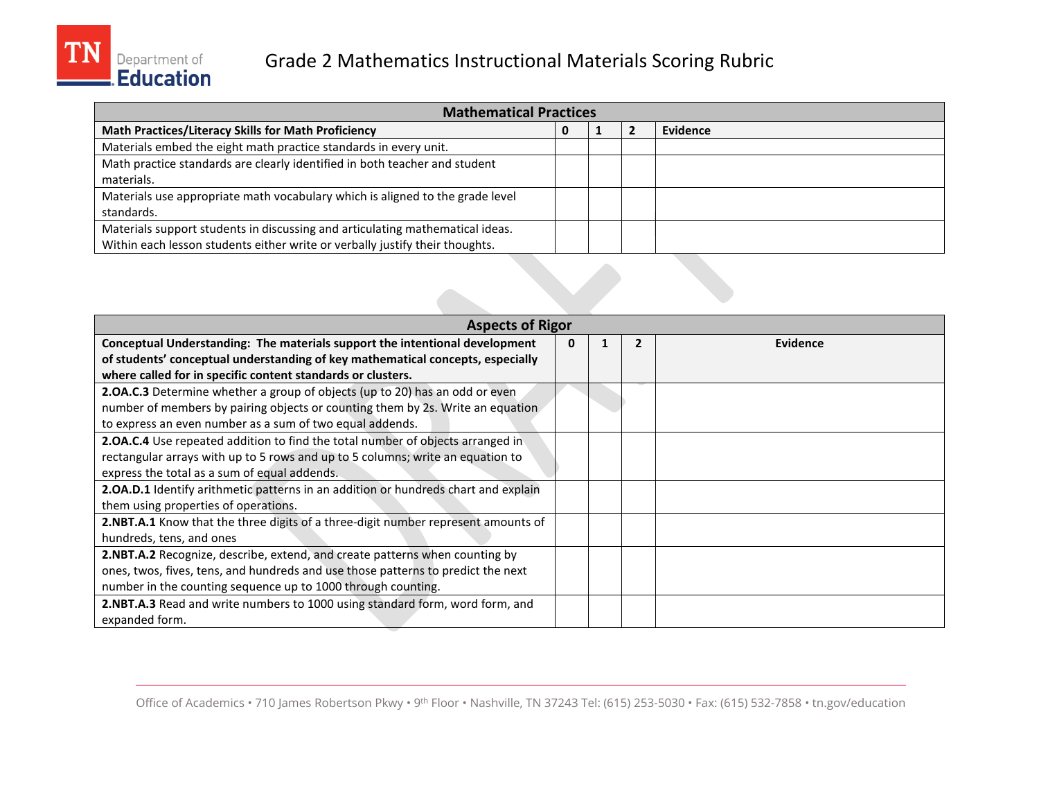# Grade 2 Mathematics Instructional Materials Scoring Rubric

| Mathematical Practices | | | | |
|---|---|---|---|---|
| **Math Practices/Literacy Skills for Math Proficiency** | **0** | **1** | **2** | **Evidence** |
| Materials embed the eight math practice standards in every unit. | | | | |
| Math practice standards are clearly identified in both teacher and student materials. | | | | |
| Materials use appropriate math vocabulary which is aligned to the grade level standards. | | | | |
| Materials support students in discussing and articulating mathematical ideas. Within each lesson students either write or verbally justify their thoughts. | | | | |

| Aspects of Rigor | | | | |
|---|---|---|---|---|
| **Conceptual Understanding: The materials support the intentional development of students' conceptual understanding of key mathematical concepts, especially where called for in specific content standards or clusters.** | **0** | **1** | **2** | **Evidence** |
| **2.OA.C.3** Determine whether a group of objects (up to 20) has an odd or even number of members by pairing objects or counting them by 2s. Write an equation to express an even number as a sum of two equal addends. | | | | |
| **2.OA.C.4** Use repeated addition to find the total number of objects arranged in rectangular arrays with up to 5 rows and up to 5 columns; write an equation to express the total as a sum of equal addends. | | | | |
| **2.OA.D.1** Identify arithmetic patterns in an addition or hundreds chart and explain them using properties of operations. | | | | |
| **2.NBT.A.1** Know that the three digits of a three-digit number represent amounts of hundreds, tens, and ones | | | | |
| **2.NBT.A.2** Recognize, describe, extend, and create patterns when counting by ones, twos, fives, tens, and hundreds and use those patterns to predict the next number in the counting sequence up to 1000 through counting. | | | | |
| **2.NBT.A.3** Read and write numbers to 1000 using standard form, word form, and expanded form. | | | | |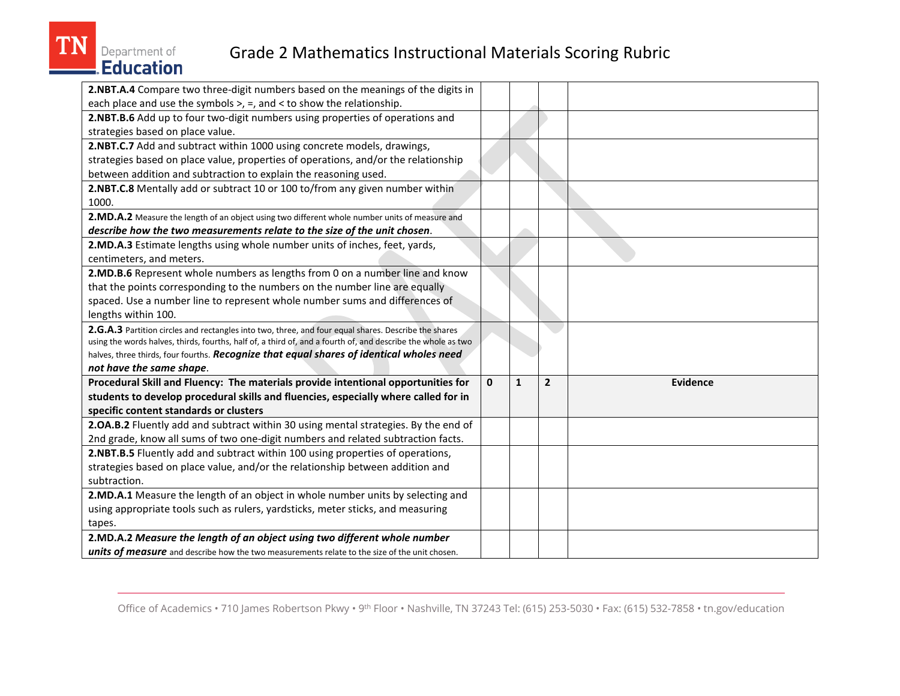# Grade 2 Mathematics Instructional Materials Scoring Rubric

| | | | | |
|---|---|---|---|---|
| **2.NBT.A.4** Compare two three-digit numbers based on the meanings of the digits in each place and use the symbols >, =, and < to show the relationship. | | | | |
| **2.NBT.B.6** Add up to four two-digit numbers using properties of operations and strategies based on place value. | | | | |
| **2.NBT.C.7** Add and subtract within 1000 using concrete models, drawings, strategies based on place value, properties of operations, and/or the relationship between addition and subtraction to explain the reasoning used. | | | | |
| **2.NBT.C.8** Mentally add or subtract 10 or 100 to/from any given number within 1000. | | | | |
| **2.MD.A.2** Measure the length of an object using two different whole number units of measure and ***describe how the two measurements relate to the size of the unit chosen***. | | | | |
| **2.MD.A.3** Estimate lengths using whole number units of inches, feet, yards, centimeters, and meters. | | | | |
| **2.MD.B.6** Represent whole numbers as lengths from 0 on a number line and know that the points corresponding to the numbers on the number line are equally spaced. Use a number line to represent whole number sums and differences of lengths within 100. | | | | |
| **2.G.A.3** Partition circles and rectangles into two, three, and four equal shares. Describe the shares using the words halves, thirds, fourths, half of, a third of, and a fourth of, and describe the whole as two halves, three thirds, four fourths. ***Recognize that equal shares of identical wholes need not have the same shape***. | | | | |
| **Procedural Skill and Fluency: The materials provide intentional opportunities for students to develop procedural skills and fluencies, especially where called for in specific content standards or clusters** | **0** | **1** | **2** | **Evidence** |
| **2.OA.B.2** Fluently add and subtract within 30 using mental strategies. By the end of 2nd grade, know all sums of two one-digit numbers and related subtraction facts. | | | | |
| **2.NBT.B.5** Fluently add and subtract within 100 using properties of operations, strategies based on place value, and/or the relationship between addition and subtraction. | | | | |
| **2.MD.A.1** Measure the length of an object in whole number units by selecting and using appropriate tools such as rulers, yardsticks, meter sticks, and measuring tapes. | | | | |
| **2.MD.A.2** ***Measure the length of an object using two different whole number units of measure*** and describe how the two measurements relate to the size of the unit chosen. | | | | |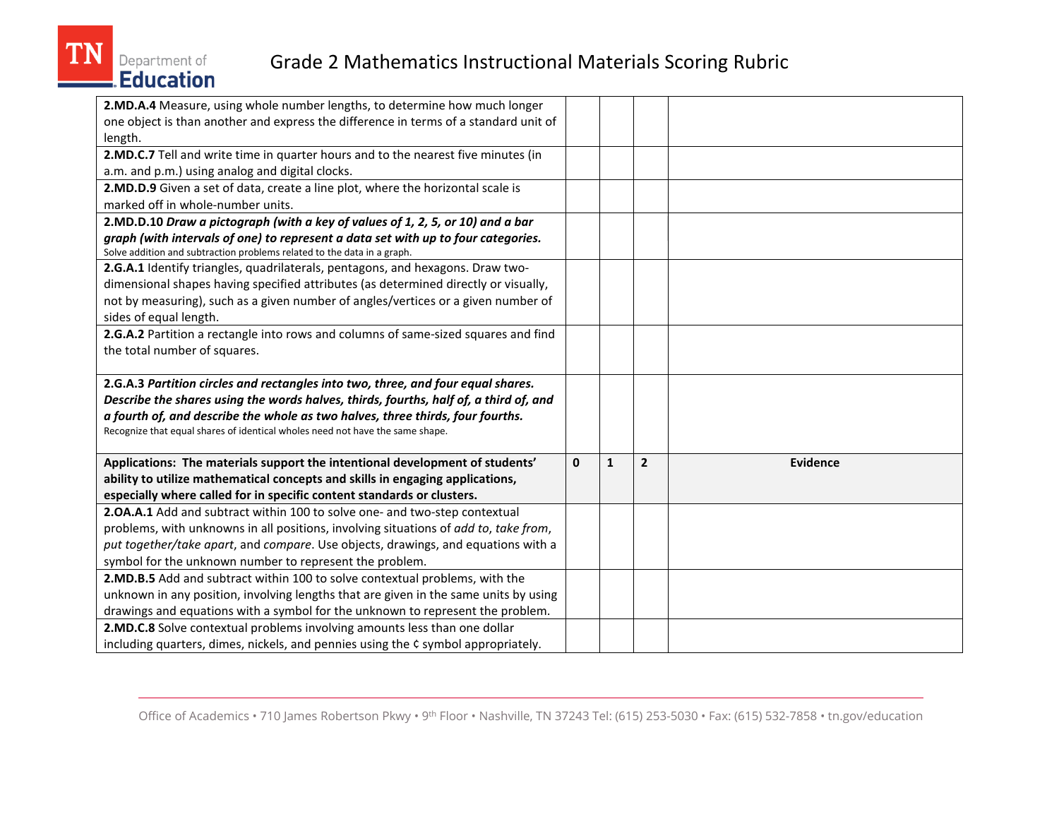# Grade 2 Mathematics Instructional Materials Scoring Rubric

| | | | | |
|---|---|---|---|---|
| **2.MD.A.4** Measure, using whole number lengths, to determine how much longer one object is than another and express the difference in terms of a standard unit of length. | | | | |
| **2.MD.C.7** Tell and write time in quarter hours and to the nearest five minutes (in a.m. and p.m.) using analog and digital clocks. | | | | |
| **2.MD.D.9** Given a set of data, create a line plot, where the horizontal scale is marked off in whole-number units. | | | | |
| **2.MD.D.10** ***Draw a pictograph (with a key of values of 1, 2, 5, or 10) and a bar graph (with intervals of one) to represent a data set with up to four categories.*** Solve addition and subtraction problems related to the data in a graph. | | | | |
| **2.G.A.1** Identify triangles, quadrilaterals, pentagons, and hexagons. Draw two-dimensional shapes having specified attributes (as determined directly or visually, not by measuring), such as a given number of angles/vertices or a given number of sides of equal length. | | | | |
| **2.G.A.2** Partition a rectangle into rows and columns of same-sized squares and find the total number of squares. | | | | |
| **2.G.A.3** ***Partition circles and rectangles into two, three, and four equal shares. Describe the shares using the words halves, thirds, fourths, half of, a third of, and a fourth of, and describe the whole as two halves, three thirds, four fourths.*** Recognize that equal shares of identical wholes need not have the same shape. | | | | |
| **Applications: The materials support the intentional development of students' ability to utilize mathematical concepts and skills in engaging applications, especially where called for in specific content standards or clusters.** | **0** | **1** | **2** | **Evidence** |
| **2.OA.A.1** Add and subtract within 100 to solve one- and two-step contextual problems, with unknowns in all positions, involving situations of *add to*, *take from*, *put together/take apart*, and *compare*. Use objects, drawings, and equations with a symbol for the unknown number to represent the problem. | | | | |
| **2.MD.B.5** Add and subtract within 100 to solve contextual problems, with the unknown in any position, involving lengths that are given in the same units by using drawings and equations with a symbol for the unknown to represent the problem. | | | | |
| **2.MD.C.8** Solve contextual problems involving amounts less than one dollar including quarters, dimes, nickels, and pennies using the ¢ symbol appropriately. | | | | |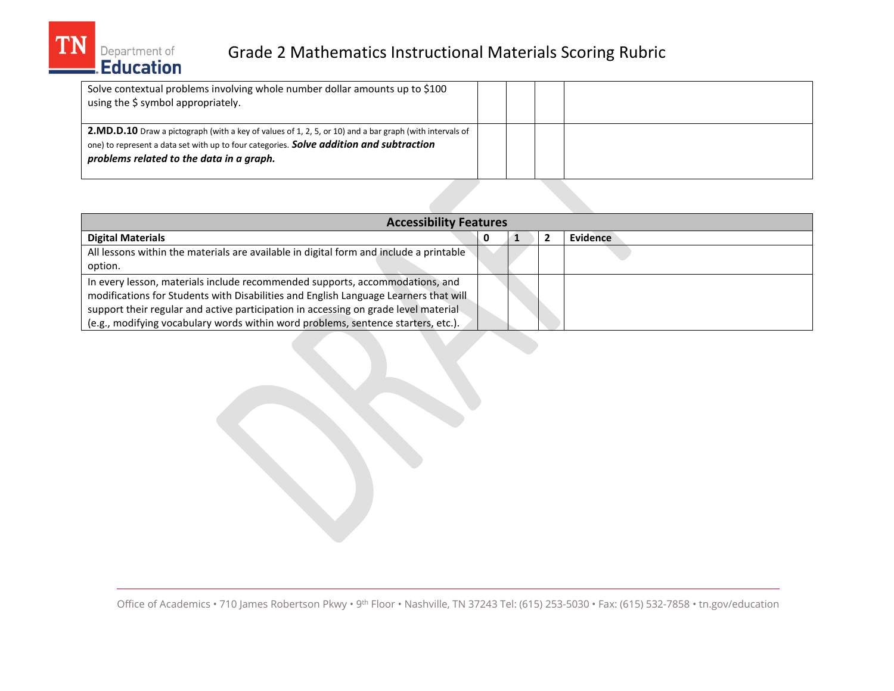| | | | | |
|---|---|---|---|---|
| Solve contextual problems involving whole number dollar amounts up to $100 using the $ symbol appropriately. | | | | |
| **2.MD.D.10** Draw a pictograph (with a key of values of 1, 2, 5, or 10) and a bar graph (with intervals of one) to represent a data set with up to four categories. ***Solve addition and subtraction problems related to the data in a graph.*** | | | | |

| **Accessibility Features** | | | | |
|---|---|---|---|---|
| **Digital Materials** | **0** | **1** | **2** | **Evidence** |
| All lessons within the materials are available in digital form and include a printable option. | | | | |
| In every lesson, materials include recommended supports, accommodations, and modifications for Students with Disabilities and English Language Learners that will support their regular and active participation in accessing on grade level material (e.g., modifying vocabulary words within word problems, sentence starters, etc.). | | | | |